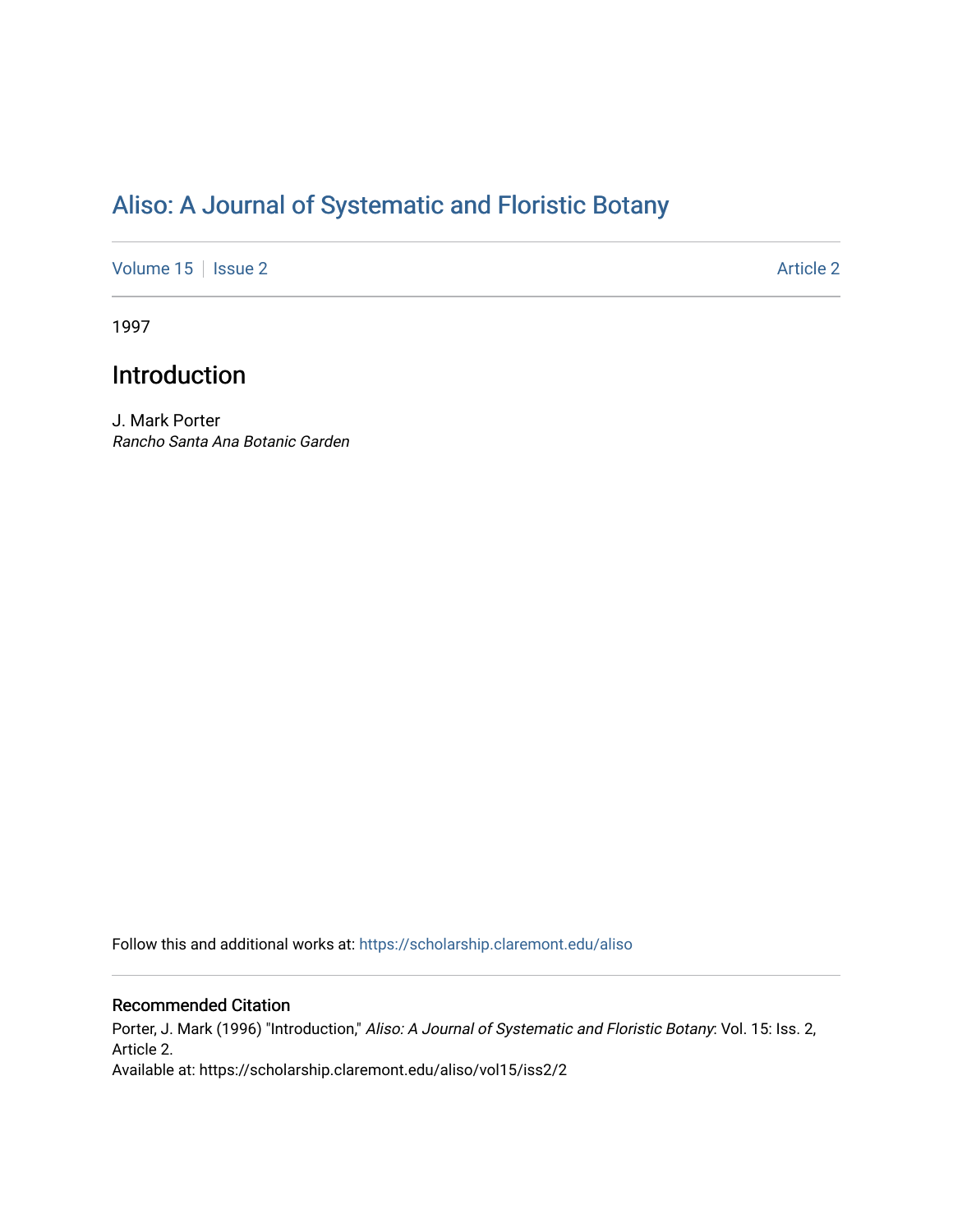# Aliso: A Journal of Systematic and Floristic Botany

Volume 15 | Issue 2 | Article 2

1997

## Introduction

J. Mark Porter
*Rancho Santa Ana Botanic Garden*

Follow this and additional works at: https://scholarship.claremont.edu/aliso

### Recommended Citation

Porter, J. Mark (1996) "Introduction," *Aliso: A Journal of Systematic and Floristic Botany*: Vol. 15: Iss. 2, Article 2.
Available at: https://scholarship.claremont.edu/aliso/vol15/iss2/2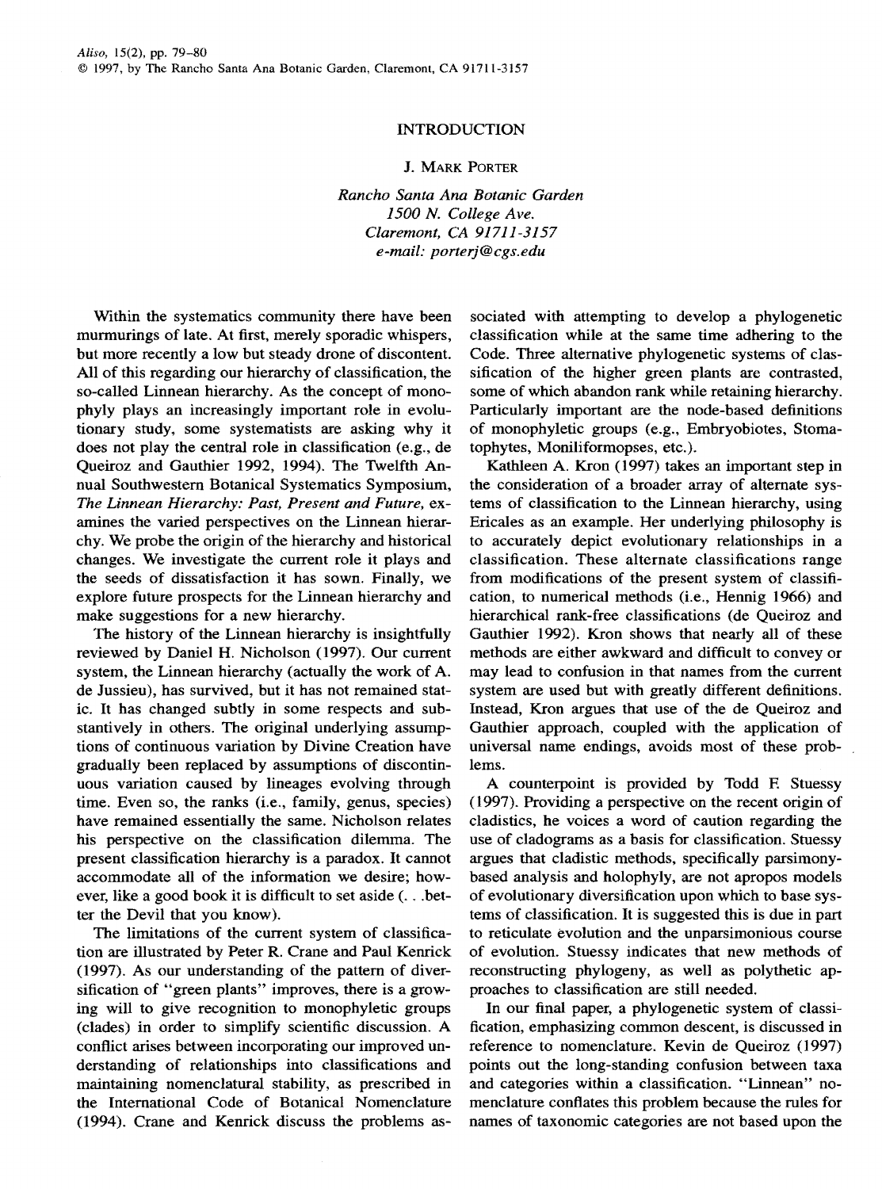# INTRODUCTION

J. Mark Porter

*Rancho Santa Ana Botanic Garden*
*1500 N. College Ave.*
*Claremont, CA 91711-3157*
*e-mail: porterj@cgs.edu*

Within the systematics community there have been murmurings of late. At first, merely sporadic whispers, but more recently a low but steady drone of discontent. All of this regarding our hierarchy of classification, the so-called Linnean hierarchy. As the concept of monophyly plays an increasingly important role in evolutionary study, some systematists are asking why it does not play the central role in classification (e.g., de Queiroz and Gauthier 1992, 1994). The Twelfth Annual Southwestern Botanical Systematics Symposium, *The Linnean Hierarchy: Past, Present and Future,* examines the varied perspectives on the Linnean hierarchy. We probe the origin of the hierarchy and historical changes. We investigate the current role it plays and the seeds of dissatisfaction it has sown. Finally, we explore future prospects for the Linnean hierarchy and make suggestions for a new hierarchy.

The history of the Linnean hierarchy is insightfully reviewed by Daniel H. Nicholson (1997). Our current system, the Linnean hierarchy (actually the work of A. de Jussieu), has survived, but it has not remained static. It has changed subtly in some respects and substantively in others. The original underlying assumptions of continuous variation by Divine Creation have gradually been replaced by assumptions of discontinuous variation caused by lineages evolving through time. Even so, the ranks (i.e., family, genus, species) have remained essentially the same. Nicholson relates his perspective on the classification dilemma. The present classification hierarchy is a paradox. It cannot accommodate all of the information we desire; however, like a good book it is difficult to set aside (. . .better the Devil that you know).

The limitations of the current system of classification are illustrated by Peter R. Crane and Paul Kenrick (1997). As our understanding of the pattern of diversification of "green plants" improves, there is a growing will to give recognition to monophyletic groups (clades) in order to simplify scientific discussion. A conflict arises between incorporating our improved understanding of relationships into classifications and maintaining nomenclatural stability, as prescribed in the International Code of Botanical Nomenclature (1994). Crane and Kenrick discuss the problems associated with attempting to develop a phylogenetic classification while at the same time adhering to the Code. Three alternative phylogenetic systems of classification of the higher green plants are contrasted, some of which abandon rank while retaining hierarchy. Particularly important are the node-based definitions of monophyletic groups (e.g., Embryobiotes, Stomatophytes, Moniliformopses, etc.).

Kathleen A. Kron (1997) takes an important step in the consideration of a broader array of alternate systems of classification to the Linnean hierarchy, using Ericales as an example. Her underlying philosophy is to accurately depict evolutionary relationships in a classification. These alternate classifications range from modifications of the present system of classification, to numerical methods (i.e., Hennig 1966) and hierarchical rank-free classifications (de Queiroz and Gauthier 1992). Kron shows that nearly all of these methods are either awkward and difficult to convey or may lead to confusion in that names from the current system are used but with greatly different definitions. Instead, Kron argues that use of the de Queiroz and Gauthier approach, coupled with the application of universal name endings, avoids most of these problems.

A counterpoint is provided by Todd F. Stuessy (1997). Providing a perspective on the recent origin of cladistics, he voices a word of caution regarding the use of cladograms as a basis for classification. Stuessy argues that cladistic methods, specifically parsimony-based analysis and holophyly, are not apropos models of evolutionary diversification upon which to base systems of classification. It is suggested this is due in part to reticulate evolution and the unparsimonious course of evolution. Stuessy indicates that new methods of reconstructing phylogeny, as well as polythetic approaches to classification are still needed.

In our final paper, a phylogenetic system of classification, emphasizing common descent, is discussed in reference to nomenclature. Kevin de Queiroz (1997) points out the long-standing confusion between taxa and categories within a classification. "Linnean" nomenclature conflates this problem because the rules for names of taxonomic categories are not based upon the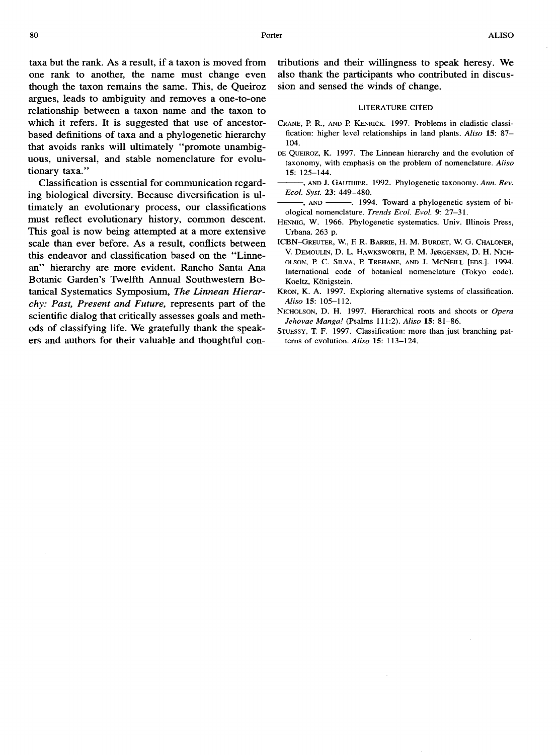taxa but the rank. As a result, if a taxon is moved from one rank to another, the name must change even though the taxon remains the same. This, de Queiroz argues, leads to ambiguity and removes a one-to-one relationship between a taxon name and the taxon to which it refers. It is suggested that use of ancestor-based definitions of taxa and a phylogenetic hierarchy that avoids ranks will ultimately "promote unambiguous, universal, and stable nomenclature for evolutionary taxa."

Classification is essential for communication regarding biological diversity. Because diversification is ultimately an evolutionary process, our classifications must reflect evolutionary history, common descent. This goal is now being attempted at a more extensive scale than ever before. As a result, conflicts between this endeavor and classification based on the "Linnean" hierarchy are more evident. Rancho Santa Ana Botanic Garden's Twelfth Annual Southwestern Botanical Systematics Symposium, *The Linnean Hierarchy: Past, Present and Future,* represents part of the scientific dialog that critically assesses goals and methods of classifying life. We gratefully thank the speakers and authors for their valuable and thoughtful contributions and their willingness to speak heresy. We also thank the participants who contributed in discussion and sensed the winds of change.

## LITERATURE CITED

CRANE, P. R., AND P. KENRICK. 1997. Problems in cladistic classification: higher level relationships in land plants. *Aliso* **15**: 87–104.

DE QUEIROZ, K. 1997. The Linnean hierarchy and the evolution of taxonomy, with emphasis on the problem of nomenclature. *Aliso* **15**: 125–144.

———, AND J. GAUTHIER. 1992. Phylogenetic taxonomy. *Ann. Rev. Ecol. Syst.* **23**: 449–480.

———, AND ———. 1994. Toward a phylogenetic system of biological nomenclature. *Trends Ecol. Evol.* **9**: 27–31.

HENNIG, W. 1966. Phylogenetic systematics. Univ. Illinois Press, Urbana. 263 p.

ICBN–GREUTER, W., F. R. BARRIE, H. M. BURDET, W. G. CHALONER, V. DEMOULIN, D. L. HAWKSWORTH, P. M. JØRGENSEN, D. H. NICHOLSON, P. C. SILVA, P. TREHANE, AND J. MCNEILL [EDS.]. 1994. International code of botanical nomenclature (Tokyo code). Koeltz, Königstein.

KRON, K. A. 1997. Exploring alternative systems of classification. *Aliso* **15**: 105–112.

NICHOLSON, D. H. 1997. Hierarchical roots and shoots or *Opera Jehovae Manga!* (Psalms 111:2). *Aliso* **15**: 81–86.

STUESSY, T. F. 1997. Classification: more than just branching patterns of evolution. *Aliso* **15**: 113–124.